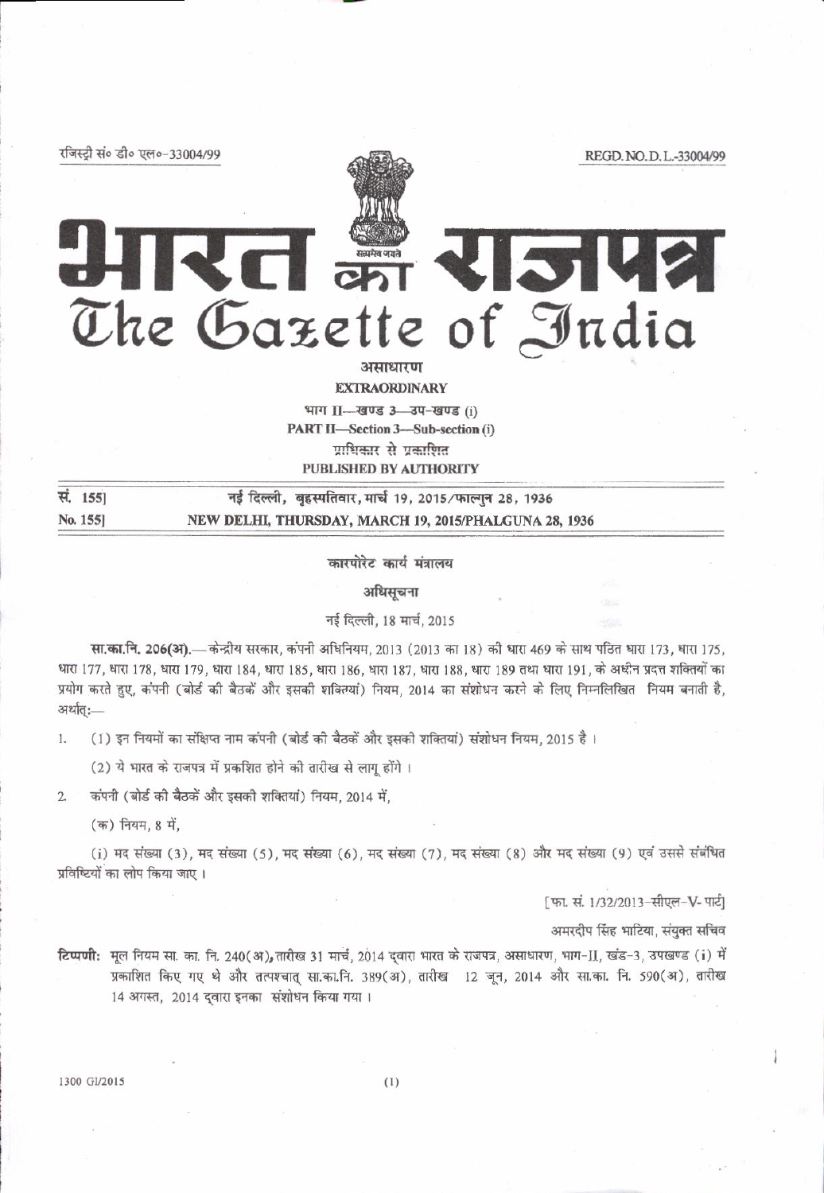रजिस्ट्री सं० डी० एल०-33004/99 REGD. NO. D. L.-33004/99

# भारत का राजपत्र
# The Gazette of India

असाधारण

**EXTRAORDINARY**

भाग II—खण्ड 3—उप-खण्ड (i)

**PART II—Section 3—Sub-section (i)**

प्राधिकार से प्रकाशित

**PUBLISHED BY AUTHORITY**

| | |
|---|---|
| सं. 155] | नई दिल्ली, बृहस्पतिवार, मार्च 19, 2015/फाल्गुन 28, 1936 |
| No. 155] | NEW DELHI, THURSDAY, MARCH 19, 2015/PHALGUNA 28, 1936 |

## कारपोरेट कार्य मंत्रालय

### अधिसूचना

नई दिल्ली, 18 मार्च, 2015

**सा.का.नि. 206(अ).**— केन्द्रीय सरकार, कंपनी अधिनियम, 2013 (2013 का 18) की धारा 469 के साथ पठित धारा 173, धारा 175, धारा 177, धारा 178, धारा 179, धारा 184, धारा 185, धारा 186, धारा 187, धारा 188, धारा 189 तथा धारा 191, के अधीन प्रदत्त शक्तियों का प्रयोग करते हुए, कंपनी (बोर्ड की बैठकें और इसकी शक्तियां) नियम, 2014 का संशोधन करने के लिए निम्नलिखित नियम बनाती है, अर्थात्:—

1. (1) इन नियमों का संक्षिप्त नाम कंपनी (बोर्ड की बैठकें और इसकी शक्तियां) संशोधन नियम, 2015 है ।

   (2) ये भारत के राजपत्र में प्रकाशित होने की तारीख से लागू होंगे ।

2. कंपनी (बोर्ड की बैठकें और इसकी शक्तियां) नियम, 2014 में,

   (क) नियम, 8 में,

   (i) मद संख्या (3), मद संख्या (5), मद संख्या (6), मद संख्या (7), मद संख्या (8) और मद संख्या (9) एवं उससे संबंधित प्रविष्टियों का लोप किया जाए ।

[फा. सं. 1/32/2013-सीएल-V- पार्ट]

अमरदीप सिंह भाटिया, संयुक्त सचिव

**टिप्पणी:** मूल नियम सा. का. नि. 240(अ), तारीख 31 मार्च, 2014 द्वारा भारत के राजपत्र, असाधारण, भाग-II, खंड-3, उपखण्ड (i) में प्रकाशित किए गए थे और तत्पश्चात् सा.का.नि. 389(अ), तारीख 12 जून, 2014 और सा.का. नि. 590(अ), तारीख 14 अगस्त, 2014 द्वारा इनका संशोधन किया गया ।

1300 GI/2015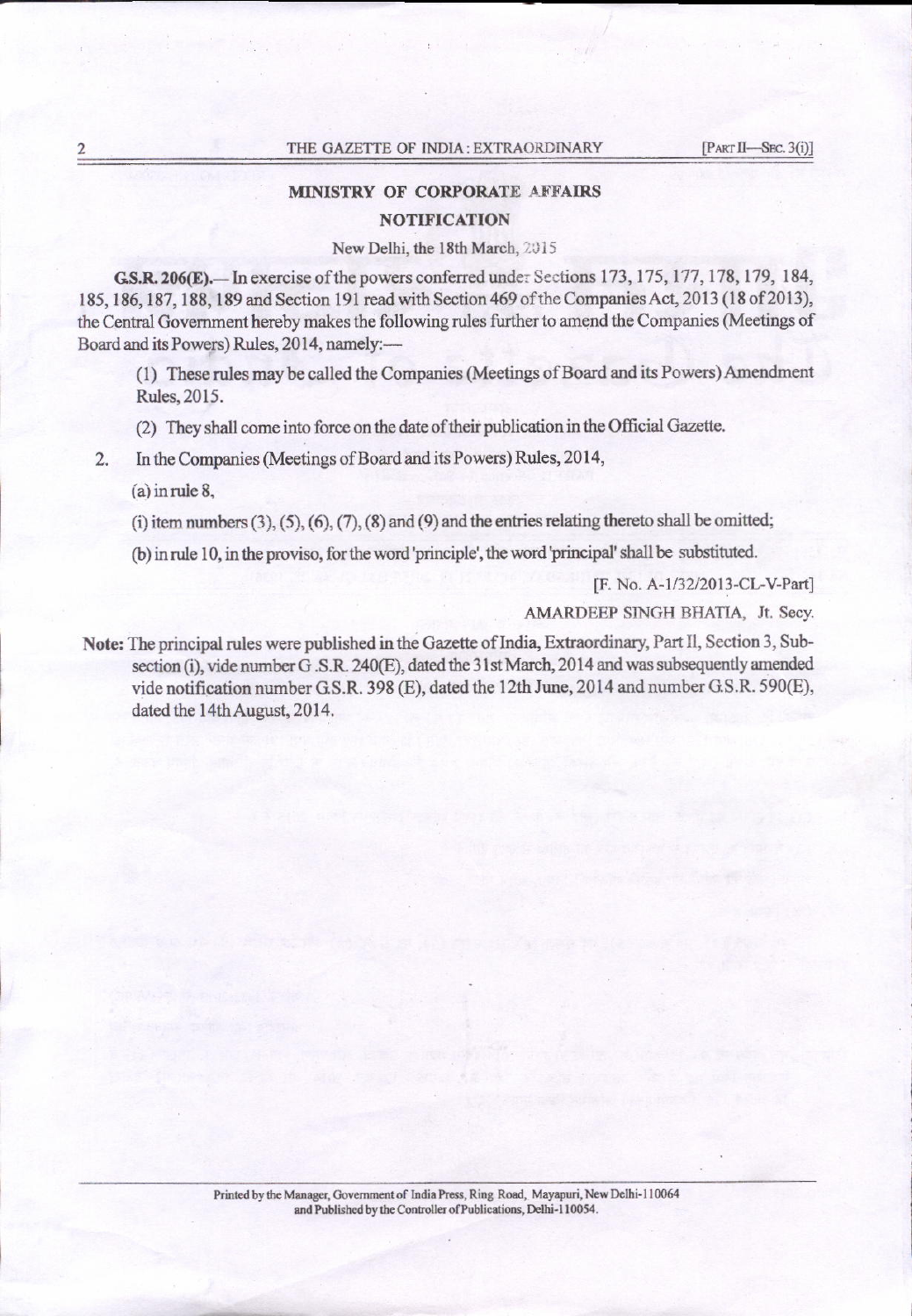## MINISTRY OF CORPORATE AFFAIRS

### NOTIFICATION

New Delhi, the 18th March, 2015

**G.S.R. 206(E).**— In exercise of the powers conferred under Sections 173, 175, 177, 178, 179, 184, 185, 186, 187, 188, 189 and Section 191 read with Section 469 of the Companies Act, 2013 (18 of 2013), the Central Government hereby makes the following rules further to amend the Companies (Meetings of Board and its Powers) Rules, 2014, namely:—

(1) These rules may be called the Companies (Meetings of Board and its Powers) Amendment Rules, 2015.

(2) They shall come into force on the date of their publication in the Official Gazette.

2. In the Companies (Meetings of Board and its Powers) Rules, 2014,

(a) in rule 8,

(i) item numbers (3), (5), (6), (7), (8) and (9) and the entries relating thereto shall be omitted;

(b) in rule 10, in the proviso, for the word 'principle', the word 'principal' shall be substituted.

[F. No. A-1/32/2013-CL-V-Part]

AMARDEEP SINGH BHATIA, Jt. Secy.

**Note:** The principal rules were published in the Gazette of India, Extraordinary, Part II, Section 3, Sub-section (i), vide number G .S.R. 240(E), dated the 31st March, 2014 and was subsequently amended vide notification number G.S.R. 398 (E), dated the 12th June, 2014 and number G.S.R. 590(E), dated the 14th August, 2014.

Printed by the Manager, Government of India Press, Ring Road, Mayapuri, New Delhi-110064 and Published by the Controller of Publications, Delhi-110054.